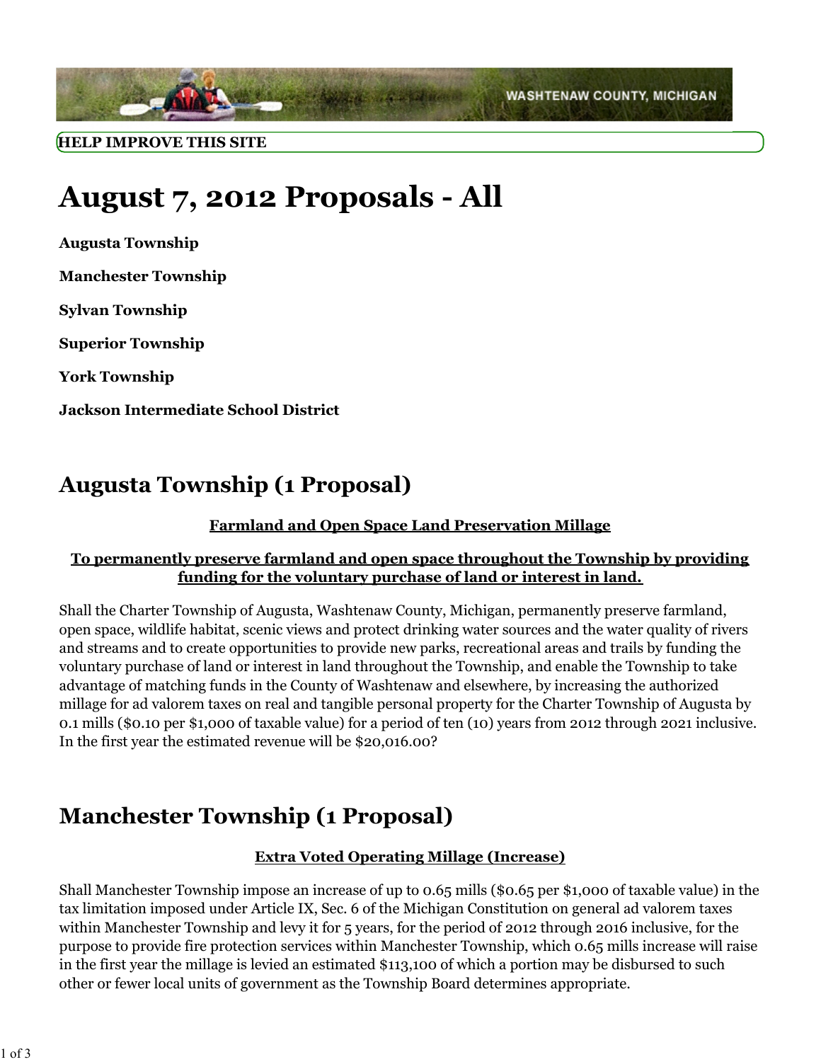WASHTENAW COUNTY, MICHIGAN

**HELP IMPROVE THIS SITE**

# August 7, 2012 Proposals - All

**Augusta Township**

**Manchester Township**

**Sylvan Township**

**Superior Township**

**York Township**

**Jackson Intermediate School District**

## Augusta Township (1 Proposal)

**Farmland and Open Space Land Preservation Millage**

**To permanently preserve farmland and open space throughout the Township by providing funding for the voluntary purchase of land or interest in land.**

Shall the Charter Township of Augusta, Washtenaw County, Michigan, permanently preserve farmland, open space, wildlife habitat, scenic views and protect drinking water sources and the water quality of rivers and streams and to create opportunities to provide new parks, recreational areas and trails by funding the voluntary purchase of land or interest in land throughout the Township, and enable the Township to take advantage of matching funds in the County of Washtenaw and elsewhere, by increasing the authorized millage for ad valorem taxes on real and tangible personal property for the Charter Township of Augusta by 0.1 mills ($0.10 per $1,000 of taxable value) for a period of ten (10) years from 2012 through 2021 inclusive. In the first year the estimated revenue will be $20,016.00?

## Manchester Township (1 Proposal)

**Extra Voted Operating Millage (Increase)**

Shall Manchester Township impose an increase of up to 0.65 mills ($0.65 per $1,000 of taxable value) in the tax limitation imposed under Article IX, Sec. 6 of the Michigan Constitution on general ad valorem taxes within Manchester Township and levy it for 5 years, for the period of 2012 through 2016 inclusive, for the purpose to provide fire protection services within Manchester Township, which 0.65 mills increase will raise in the first year the millage is levied an estimated $113,100 of which a portion may be disbursed to such other or fewer local units of government as the Township Board determines appropriate.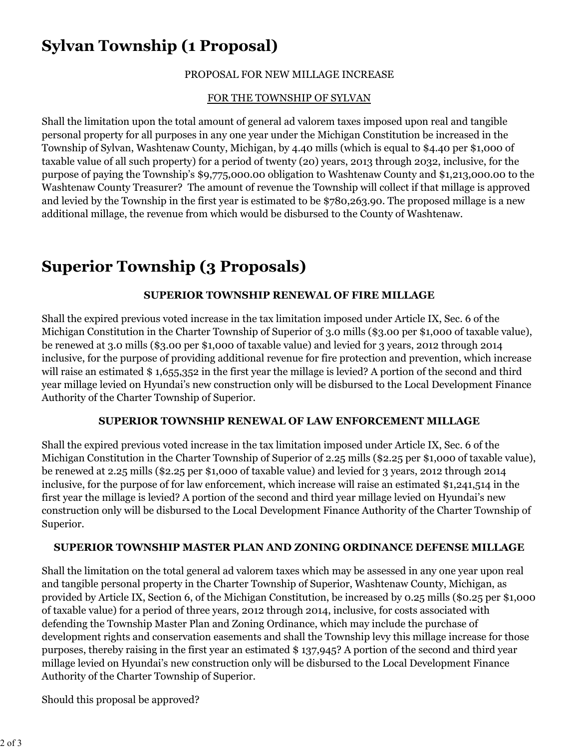# Sylvan Township (1 Proposal)

PROPOSAL FOR NEW MILLAGE INCREASE

FOR THE TOWNSHIP OF SYLVAN

Shall the limitation upon the total amount of general ad valorem taxes imposed upon real and tangible personal property for all purposes in any one year under the Michigan Constitution be increased in the Township of Sylvan, Washtenaw County, Michigan, by 4.40 mills (which is equal to $4.40 per $1,000 of taxable value of all such property) for a period of twenty (20) years, 2013 through 2032, inclusive, for the purpose of paying the Township's $9,775,000.00 obligation to Washtenaw County and $1,213,000.00 to the Washtenaw County Treasurer? The amount of revenue the Township will collect if that millage is approved and levied by the Township in the first year is estimated to be $780,263.90. The proposed millage is a new additional millage, the revenue from which would be disbursed to the County of Washtenaw.

# Superior Township (3 Proposals)

**SUPERIOR TOWNSHIP RENEWAL OF FIRE MILLAGE**

Shall the expired previous voted increase in the tax limitation imposed under Article IX, Sec. 6 of the Michigan Constitution in the Charter Township of Superior of 3.0 mills ($3.00 per $1,000 of taxable value), be renewed at 3.0 mills ($3.00 per $1,000 of taxable value) and levied for 3 years, 2012 through 2014 inclusive, for the purpose of providing additional revenue for fire protection and prevention, which increase will raise an estimated $ 1,655,352 in the first year the millage is levied? A portion of the second and third year millage levied on Hyundai's new construction only will be disbursed to the Local Development Finance Authority of the Charter Township of Superior.

**SUPERIOR TOWNSHIP RENEWAL OF LAW ENFORCEMENT MILLAGE**

Shall the expired previous voted increase in the tax limitation imposed under Article IX, Sec. 6 of the Michigan Constitution in the Charter Township of Superior of 2.25 mills ($2.25 per $1,000 of taxable value), be renewed at 2.25 mills ($2.25 per $1,000 of taxable value) and levied for 3 years, 2012 through 2014 inclusive, for the purpose of for law enforcement, which increase will raise an estimated $1,241,514 in the first year the millage is levied? A portion of the second and third year millage levied on Hyundai's new construction only will be disbursed to the Local Development Finance Authority of the Charter Township of Superior.

**SUPERIOR TOWNSHIP MASTER PLAN AND ZONING ORDINANCE DEFENSE MILLAGE**

Shall the limitation on the total general ad valorem taxes which may be assessed in any one year upon real and tangible personal property in the Charter Township of Superior, Washtenaw County, Michigan, as provided by Article IX, Section 6, of the Michigan Constitution, be increased by 0.25 mills ($0.25 per $1,000 of taxable value) for a period of three years, 2012 through 2014, inclusive, for costs associated with defending the Township Master Plan and Zoning Ordinance, which may include the purchase of development rights and conservation easements and shall the Township levy this millage increase for those purposes, thereby raising in the first year an estimated $ 137,945? A portion of the second and third year millage levied on Hyundai's new construction only will be disbursed to the Local Development Finance Authority of the Charter Township of Superior.

Should this proposal be approved?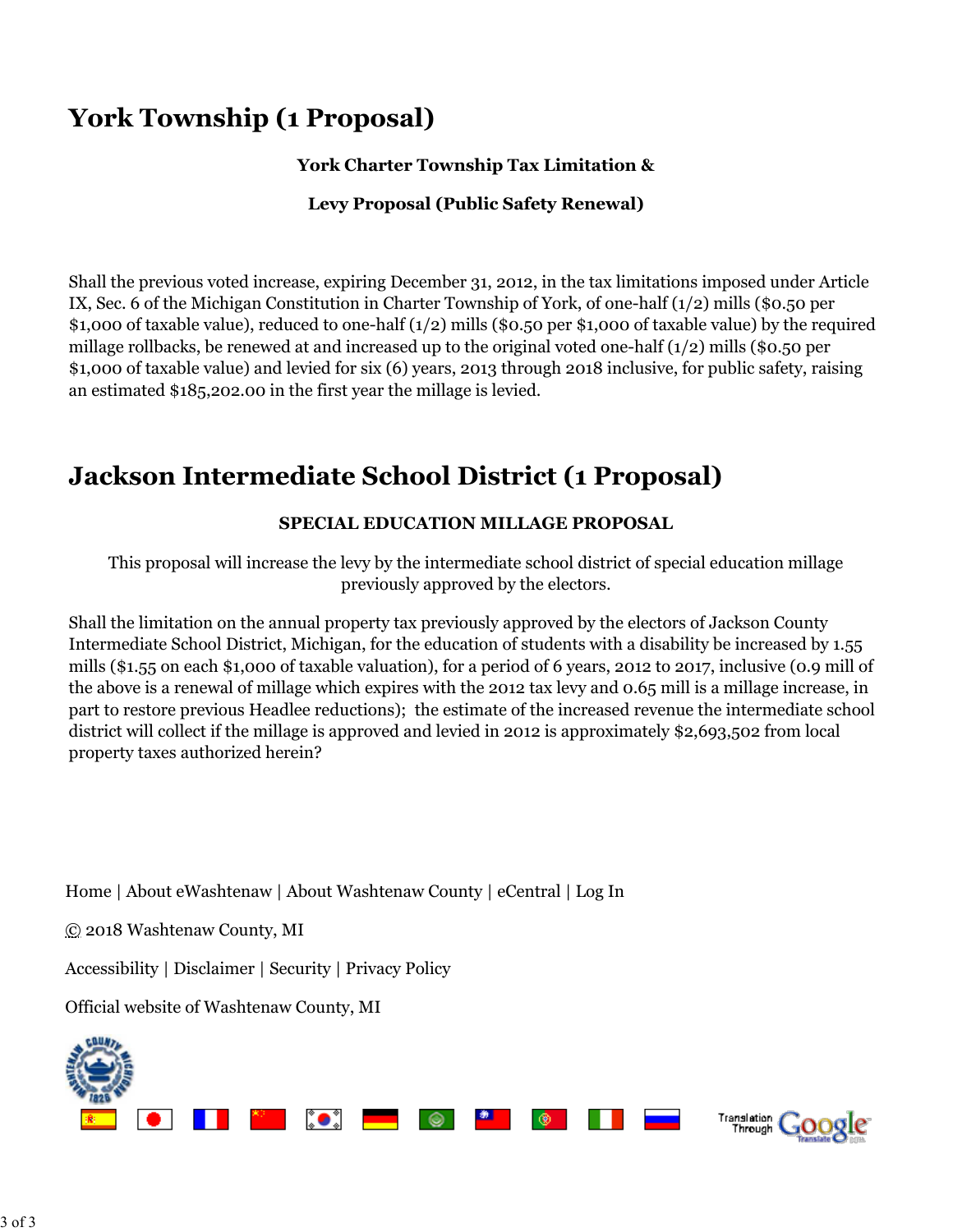## York Township (1 Proposal)

**York Charter Township Tax Limitation &**

**Levy Proposal (Public Safety Renewal)**

Shall the previous voted increase, expiring December 31, 2012, in the tax limitations imposed under Article IX, Sec. 6 of the Michigan Constitution in Charter Township of York, of one-half (1/2) mills ($0.50 per $1,000 of taxable value), reduced to one-half (1/2) mills ($0.50 per $1,000 of taxable value) by the required millage rollbacks, be renewed at and increased up to the original voted one-half (1/2) mills ($0.50 per $1,000 of taxable value) and levied for six (6) years, 2013 through 2018 inclusive, for public safety, raising an estimated $185,202.00 in the first year the millage is levied.

## Jackson Intermediate School District (1 Proposal)

**SPECIAL EDUCATION MILLAGE PROPOSAL**

This proposal will increase the levy by the intermediate school district of special education millage previously approved by the electors.

Shall the limitation on the annual property tax previously approved by the electors of Jackson County Intermediate School District, Michigan, for the education of students with a disability be increased by 1.55 mills ($1.55 on each $1,000 of taxable valuation), for a period of 6 years, 2012 to 2017, inclusive (0.9 mill of the above is a renewal of millage which expires with the 2012 tax levy and 0.65 mill is a millage increase, in part to restore previous Headlee reductions); the estimate of the increased revenue the intermediate school district will collect if the millage is approved and levied in 2012 is approximately $2,693,502 from local property taxes authorized herein?

Home | About eWashtenaw | About Washtenaw County | eCentral | Log In

© 2018 Washtenaw County, MI

Accessibility | Disclaimer | Security | Privacy Policy

Official website of Washtenaw County, MI